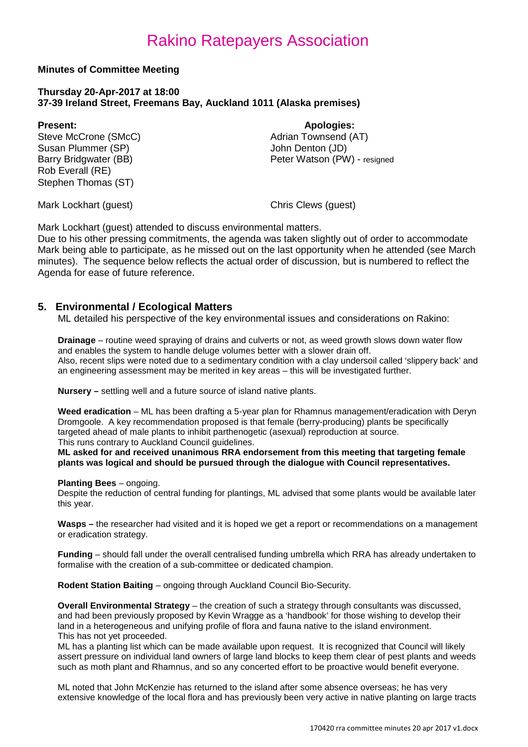# Rakino Ratepayers Association

**Minutes of Committee Meeting**

**Thursday 20-Apr-2017 at 18:00**
**37-39 Ireland Street, Freemans Bay, Auckland 1011 (Alaska premises)**

**Present:**
Steve McCrone (SMcC)
Susan Plummer (SP)
Barry Bridgwater (BB)
Rob Everall (RE)
Stephen Thomas (ST)

Mark Lockhart (guest)

**Apologies:**
Adrian Townsend (AT)
John Denton (JD)
Peter Watson (PW) - resigned

Chris Clews (guest)

Mark Lockhart (guest) attended to discuss environmental matters.
Due to his other pressing commitments, the agenda was taken slightly out of order to accommodate Mark being able to participate, as he missed out on the last opportunity when he attended (see March minutes). The sequence below reflects the actual order of discussion, but is numbered to reflect the Agenda for ease of future reference.

## 5. Environmental / Ecological Matters

ML detailed his perspective of the key environmental issues and considerations on Rakino:

**Drainage** – routine weed spraying of drains and culverts or not, as weed growth slows down water flow and enables the system to handle deluge volumes better with a slower drain off.
Also, recent slips were noted due to a sedimentary condition with a clay undersoil called 'slippery back' and an engineering assessment may be merited in key areas – this will be investigated further.

**Nursery –** settling well and a future source of island native plants.

**Weed eradication** – ML has been drafting a 5-year plan for Rhamnus management/eradication with Deryn Dromgoole. A key recommendation proposed is that female (berry-producing) plants be specifically targeted ahead of male plants to inhibit parthenogetic (asexual) reproduction at source.
This runs contrary to Auckland Council guidelines.
**ML asked for and received unanimous RRA endorsement from this meeting that targeting female plants was logical and should be pursued through the dialogue with Council representatives.**

**Planting Bees** – ongoing.
Despite the reduction of central funding for plantings, ML advised that some plants would be available later this year.

**Wasps –** the researcher had visited and it is hoped we get a report or recommendations on a management or eradication strategy.

**Funding** – should fall under the overall centralised funding umbrella which RRA has already undertaken to formalise with the creation of a sub-committee or dedicated champion.

**Rodent Station Baiting** – ongoing through Auckland Council Bio-Security.

**Overall Environmental Strategy** – the creation of such a strategy through consultants was discussed, and had been previously proposed by Kevin Wragge as a 'handbook' for those wishing to develop their land in a heterogeneous and unifying profile of flora and fauna native to the island environment.
This has not yet proceeded.
ML has a planting list which can be made available upon request. It is recognized that Council will likely assert pressure on individual land owners of large land blocks to keep them clear of pest plants and weeds such as moth plant and Rhamnus, and so any concerted effort to be proactive would benefit everyone.

ML noted that John McKenzie has returned to the island after some absence overseas; he has very extensive knowledge of the local flora and has previously been very active in native planting on large tracts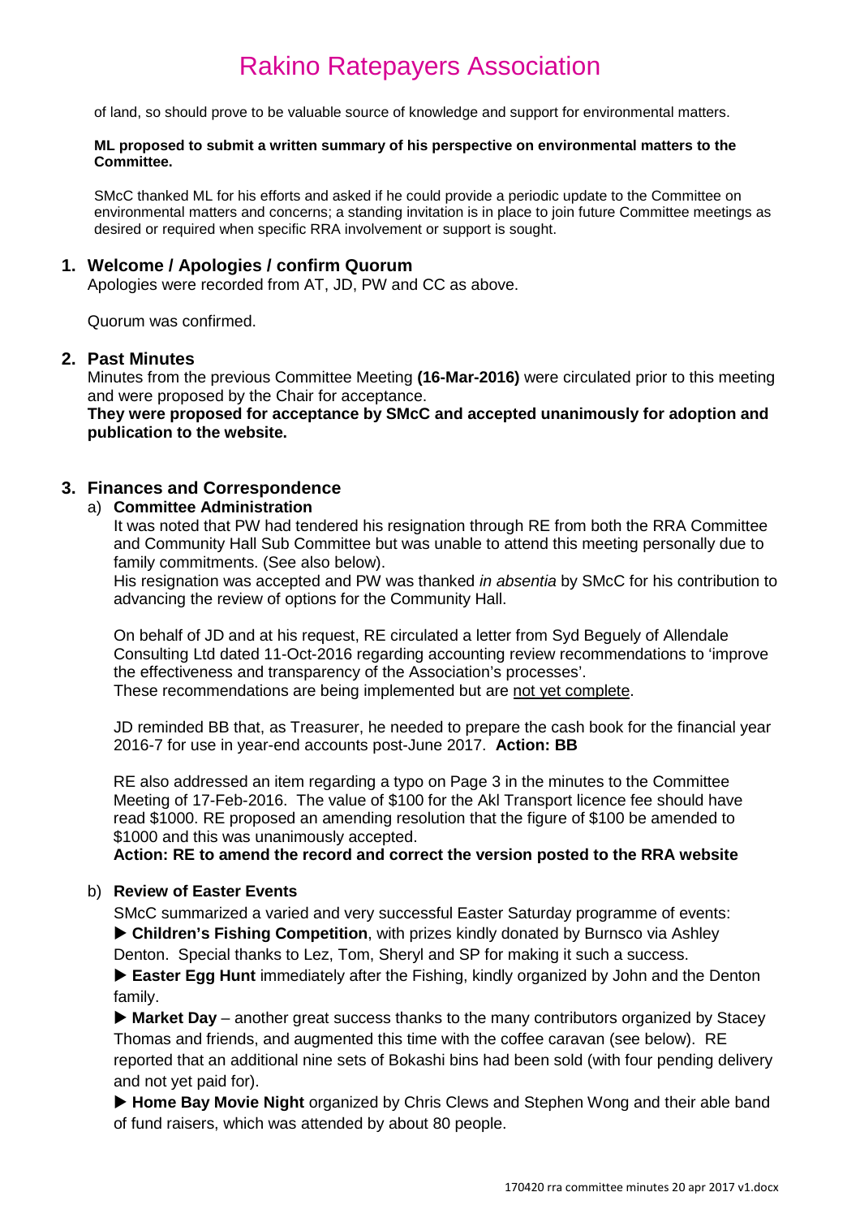of land, so should prove to be valuable source of knowledge and support for environmental matters.

**ML proposed to submit a written summary of his perspective on environmental matters to the Committee.**

SMcC thanked ML for his efforts and asked if he could provide a periodic update to the Committee on environmental matters and concerns; a standing invitation is in place to join future Committee meetings as desired or required when specific RRA involvement or support is sought.

## 1. Welcome / Apologies / confirm Quorum

Apologies were recorded from AT, JD, PW and CC as above.

Quorum was confirmed.

## 2. Past Minutes

Minutes from the previous Committee Meeting **(16-Mar-2016)** were circulated prior to this meeting and were proposed by the Chair for acceptance.

**They were proposed for acceptance by SMcC and accepted unanimously for adoption and publication to the website.**

## 3. Finances and Correspondence

### a) Committee Administration

It was noted that PW had tendered his resignation through RE from both the RRA Committee and Community Hall Sub Committee but was unable to attend this meeting personally due to family commitments. (See also below).

His resignation was accepted and PW was thanked *in absentia* by SMcC for his contribution to advancing the review of options for the Community Hall.

On behalf of JD and at his request, RE circulated a letter from Syd Beguely of Allendale Consulting Ltd dated 11-Oct-2016 regarding accounting review recommendations to 'improve the effectiveness and transparency of the Association's processes'.

These recommendations are being implemented but are <u>not yet complete</u>.

JD reminded BB that, as Treasurer, he needed to prepare the cash book for the financial year 2016-7 for use in year-end accounts post-June 2017. **Action: BB**

RE also addressed an item regarding a typo on Page 3 in the minutes to the Committee Meeting of 17-Feb-2016. The value of $100 for the Akl Transport licence fee should have read $1000. RE proposed an amending resolution that the figure of $100 be amended to $1000 and this was unanimously accepted.

**Action: RE to amend the record and correct the version posted to the RRA website**

### b) Review of Easter Events

SMcC summarized a varied and very successful Easter Saturday programme of events:

▶ **Children's Fishing Competition**, with prizes kindly donated by Burnsco via Ashley Denton. Special thanks to Lez, Tom, Sheryl and SP for making it such a success.

▶ **Easter Egg Hunt** immediately after the Fishing, kindly organized by John and the Denton family.

▶ **Market Day** – another great success thanks to the many contributors organized by Stacey Thomas and friends, and augmented this time with the coffee caravan (see below). RE reported that an additional nine sets of Bokashi bins had been sold (with four pending delivery and not yet paid for).

▶ **Home Bay Movie Night** organized by Chris Clews and Stephen Wong and their able band of fund raisers, which was attended by about 80 people.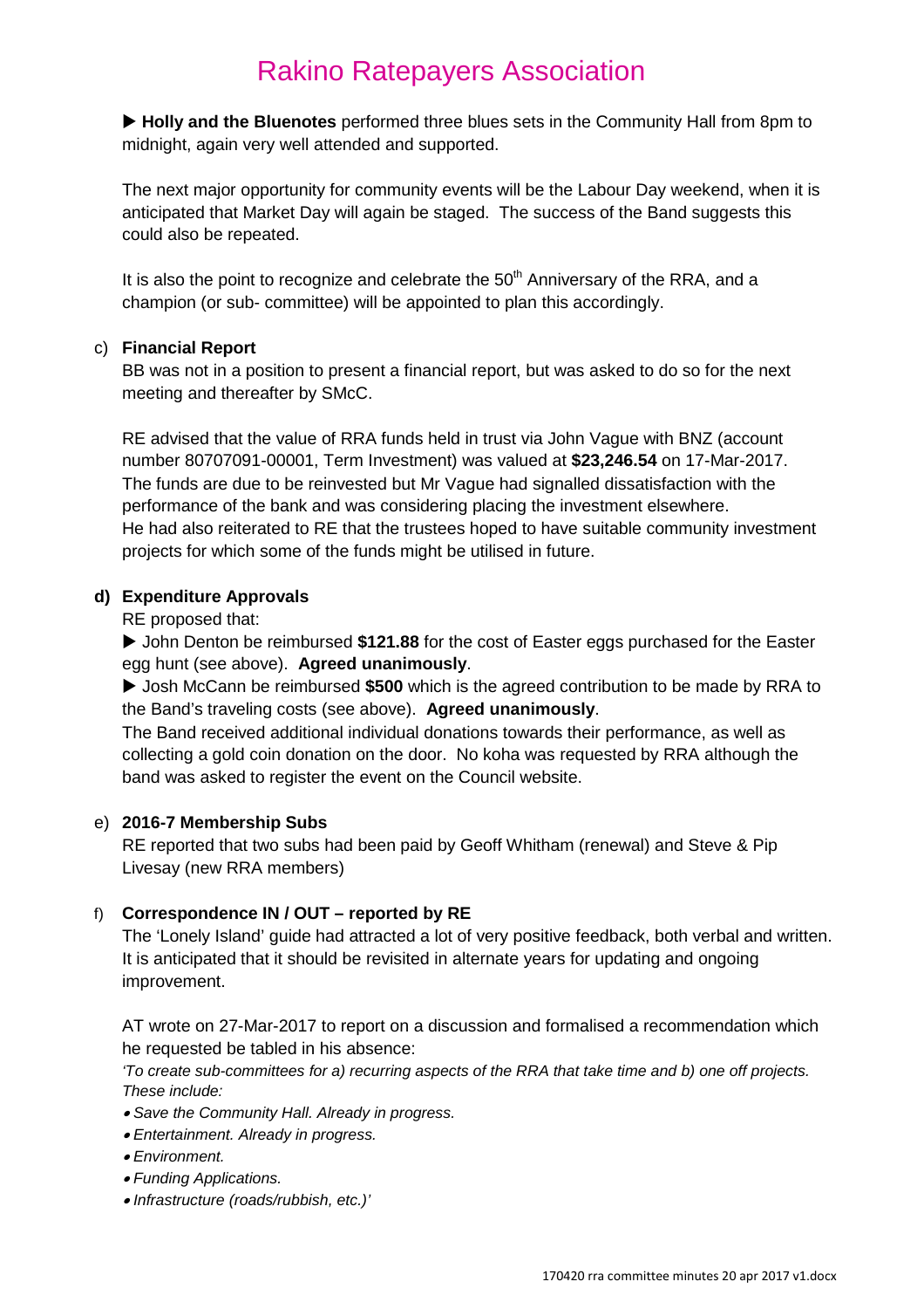▶ **Holly and the Bluenotes** performed three blues sets in the Community Hall from 8pm to midnight, again very well attended and supported.

The next major opportunity for community events will be the Labour Day weekend, when it is anticipated that Market Day will again be staged. The success of the Band suggests this could also be repeated.

It is also the point to recognize and celebrate the 50th Anniversary of the RRA, and a champion (or sub- committee) will be appointed to plan this accordingly.

c) **Financial Report**

BB was not in a position to present a financial report, but was asked to do so for the next meeting and thereafter by SMcC.

RE advised that the value of RRA funds held in trust via John Vague with BNZ (account number 80707091-00001, Term Investment) was valued at **$23,246.54** on 17-Mar-2017. The funds are due to be reinvested but Mr Vague had signalled dissatisfaction with the performance of the bank and was considering placing the investment elsewhere. He had also reiterated to RE that the trustees hoped to have suitable community investment projects for which some of the funds might be utilised in future.

**d) Expenditure Approvals**

RE proposed that:

▶ John Denton be reimbursed **$121.88** for the cost of Easter eggs purchased for the Easter egg hunt (see above). **Agreed unanimously**.

▶ Josh McCann be reimbursed **$500** which is the agreed contribution to be made by RRA to the Band's traveling costs (see above). **Agreed unanimously**.

The Band received additional individual donations towards their performance, as well as collecting a gold coin donation on the door. No koha was requested by RRA although the band was asked to register the event on the Council website.

e) **2016-7 Membership Subs**

RE reported that two subs had been paid by Geoff Whitham (renewal) and Steve & Pip Livesay (new RRA members)

f) **Correspondence IN / OUT – reported by RE**

The 'Lonely Island' guide had attracted a lot of very positive feedback, both verbal and written. It is anticipated that it should be revisited in alternate years for updating and ongoing improvement.

AT wrote on 27-Mar-2017 to report on a discussion and formalised a recommendation which he requested be tabled in his absence:

*'To create sub-committees for a) recurring aspects of the RRA that take time and b) one off projects. These include:*

- *Save the Community Hall. Already in progress.*
- *Entertainment. Already in progress.*
- *Environment.*
- *Funding Applications.*
- *Infrastructure (roads/rubbish, etc.)'*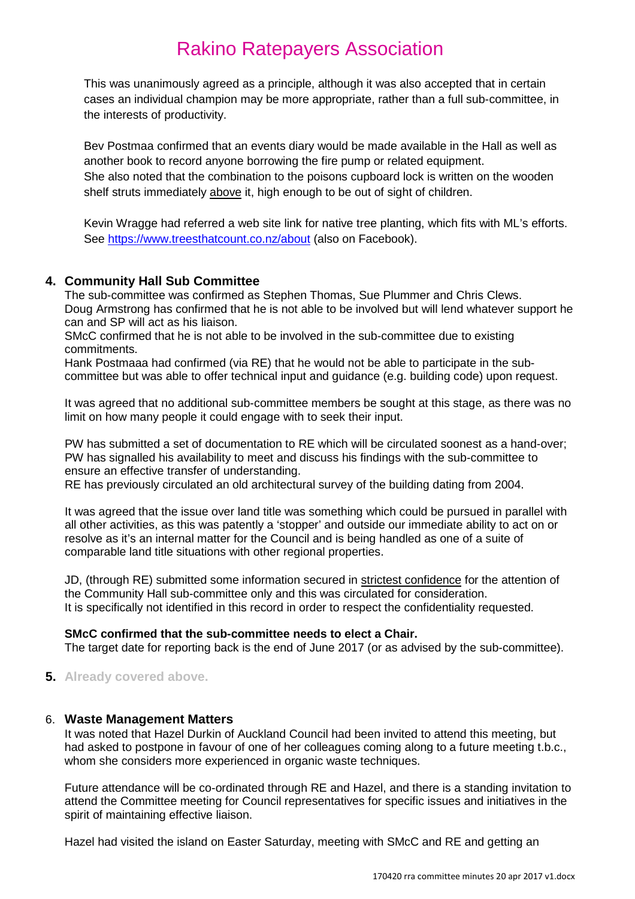This was unanimously agreed as a principle, although it was also accepted that in certain cases an individual champion may be more appropriate, rather than a full sub-committee, in the interests of productivity.

Bev Postmaa confirmed that an events diary would be made available in the Hall as well as another book to record anyone borrowing the fire pump or related equipment.
She also noted that the combination to the poisons cupboard lock is written on the wooden shelf struts immediately <u>above</u> it, high enough to be out of sight of children.

Kevin Wragge had referred a web site link for native tree planting, which fits with ML's efforts. See [https://www.treesthatcount.co.nz/about](https://www.treesthatcount.co.nz/about) (also on Facebook).

## 4. Community Hall Sub Committee

The sub-committee was confirmed as Stephen Thomas, Sue Plummer and Chris Clews.
Doug Armstrong has confirmed that he is not able to be involved but will lend whatever support he can and SP will act as his liaison.
SMcC confirmed that he is not able to be involved in the sub-committee due to existing commitments.
Hank Postmaaa had confirmed (via RE) that he would not be able to participate in the sub-committee but was able to offer technical input and guidance (e.g. building code) upon request.

It was agreed that no additional sub-committee members be sought at this stage, as there was no limit on how many people it could engage with to seek their input.

PW has submitted a set of documentation to RE which will be circulated soonest as a hand-over; PW has signalled his availability to meet and discuss his findings with the sub-committee to ensure an effective transfer of understanding.
RE has previously circulated an old architectural survey of the building dating from 2004.

It was agreed that the issue over land title was something which could be pursued in parallel with all other activities, as this was patently a 'stopper' and outside our immediate ability to act on or resolve as it's an internal matter for the Council and is being handled as one of a suite of comparable land title situations with other regional properties.

JD, (through RE) submitted some information secured in <u>strictest confidence</u> for the attention of the Community Hall sub-committee only and this was circulated for consideration.
It is specifically not identified in this record in order to respect the confidentiality requested.

**SMcC confirmed that the sub-committee needs to elect a Chair.**
The target date for reporting back is the end of June 2017 (or as advised by the sub-committee).

## 5. Already covered above.

## 6. Waste Management Matters

It was noted that Hazel Durkin of Auckland Council had been invited to attend this meeting, but had asked to postpone in favour of one of her colleagues coming along to a future meeting t.b.c., whom she considers more experienced in organic waste techniques.

Future attendance will be co-ordinated through RE and Hazel, and there is a standing invitation to attend the Committee meeting for Council representatives for specific issues and initiatives in the spirit of maintaining effective liaison.

Hazel had visited the island on Easter Saturday, meeting with SMcC and RE and getting an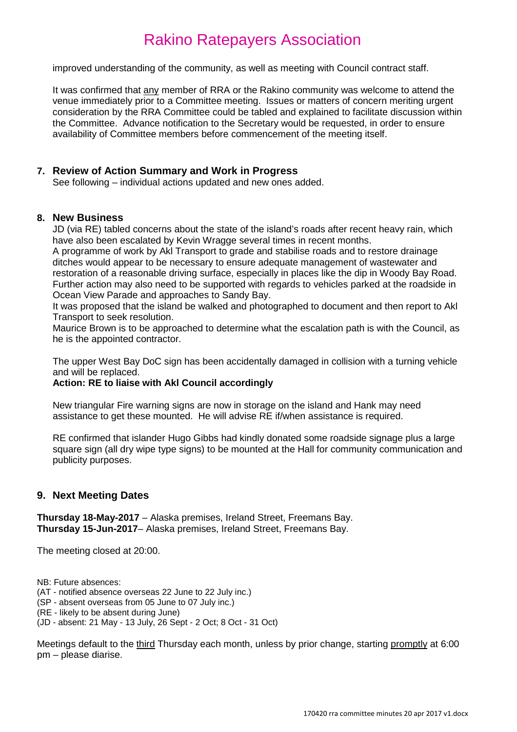improved understanding of the community, as well as meeting with Council contract staff.

It was confirmed that <u>any</u> member of RRA or the Rakino community was welcome to attend the venue immediately prior to a Committee meeting. Issues or matters of concern meriting urgent consideration by the RRA Committee could be tabled and explained to facilitate discussion within the Committee. Advance notification to the Secretary would be requested, in order to ensure availability of Committee members before commencement of the meeting itself.

## 7. Review of Action Summary and Work in Progress

See following – individual actions updated and new ones added.

## 8. New Business

JD (via RE) tabled concerns about the state of the island's roads after recent heavy rain, which have also been escalated by Kevin Wragge several times in recent months.

A programme of work by Akl Transport to grade and stabilise roads and to restore drainage ditches would appear to be necessary to ensure adequate management of wastewater and restoration of a reasonable driving surface, especially in places like the dip in Woody Bay Road. Further action may also need to be supported with regards to vehicles parked at the roadside in Ocean View Parade and approaches to Sandy Bay.

It was proposed that the island be walked and photographed to document and then report to Akl Transport to seek resolution.

Maurice Brown is to be approached to determine what the escalation path is with the Council, as he is the appointed contractor.

The upper West Bay DoC sign has been accidentally damaged in collision with a turning vehicle and will be replaced.

**Action: RE to liaise with Akl Council accordingly**

New triangular Fire warning signs are now in storage on the island and Hank may need assistance to get these mounted. He will advise RE if/when assistance is required.

RE confirmed that islander Hugo Gibbs had kindly donated some roadside signage plus a large square sign (all dry wipe type signs) to be mounted at the Hall for community communication and publicity purposes.

## 9. Next Meeting Dates

**Thursday 18-May-2017** – Alaska premises, Ireland Street, Freemans Bay.
**Thursday 15-Jun-2017**– Alaska premises, Ireland Street, Freemans Bay.

The meeting closed at 20:00.

NB: Future absences:
(AT - notified absence overseas 22 June to 22 July inc.)
(SP - absent overseas from 05 June to 07 July inc.)
(RE - likely to be absent during June)
(JD - absent: 21 May - 13 July, 26 Sept - 2 Oct; 8 Oct - 31 Oct)

Meetings default to the <u>third</u> Thursday each month, unless by prior change, starting <u>promptly</u> at 6:00 pm – please diarise.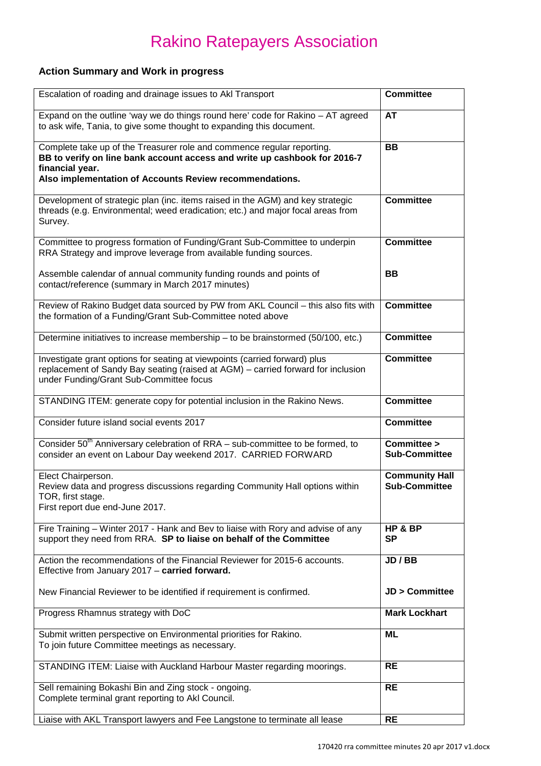# Rakino Ratepayers Association

### Action Summary and Work in progress

| | |
|---|---|
| Escalation of roading and drainage issues to Akl Transport | **Committee** |
| Expand on the outline 'way we do things round here' code for Rakino – AT agreed to ask wife, Tania, to give some thought to expanding this document. | **AT** |
| Complete take up of the Treasurer role and commence regular reporting.<br>**BB to verify on line bank account access and write up cashbook for 2016-7 financial year.**<br>**Also implementation of Accounts Review recommendations.** | **BB** |
| Development of strategic plan (inc. items raised in the AGM) and key strategic threads (e.g. Environmental; weed eradication; etc.) and major focal areas from Survey. | **Committee** |
| Committee to progress formation of Funding/Grant Sub-Committee to underpin RRA Strategy and improve leverage from available funding sources.<br><br>Assemble calendar of annual community funding rounds and points of contact/reference (summary in March 2017 minutes) | **Committee**<br><br>**BB** |
| Review of Rakino Budget data sourced by PW from AKL Council – this also fits with the formation of a Funding/Grant Sub-Committee noted above | **Committee** |
| Determine initiatives to increase membership – to be brainstormed (50/100, etc.) | **Committee** |
| Investigate grant options for seating at viewpoints (carried forward) plus replacement of Sandy Bay seating (raised at AGM) – carried forward for inclusion under Funding/Grant Sub-Committee focus | **Committee** |
| STANDING ITEM: generate copy for potential inclusion in the Rakino News. | **Committee** |
| Consider future island social events 2017 | **Committee** |
| Consider 50th Anniversary celebration of RRA – sub-committee to be formed, to consider an event on Labour Day weekend 2017. CARRIED FORWARD | **Committee > Sub-Committee** |
| Elect Chairperson.<br>Review data and progress discussions regarding Community Hall options within TOR, first stage.<br>First report due end-June 2017. | **Community Hall Sub-Committee** |
| Fire Training – Winter 2017 - Hank and Bev to liaise with Rory and advise of any support they need from RRA. **SP to liaise on behalf of the Committee** | **HP & BP**<br>**SP** |
| Action the recommendations of the Financial Reviewer for 2015-6 accounts. Effective from January 2017 – **carried forward.**<br><br>New Financial Reviewer to be identified if requirement is confirmed. | **JD / BB**<br><br>**JD > Committee** |
| Progress Rhamnus strategy with DoC | **Mark Lockhart** |
| Submit written perspective on Environmental priorities for Rakino.<br>To join future Committee meetings as necessary. | **ML** |
| STANDING ITEM: Liaise with Auckland Harbour Master regarding moorings. | **RE** |
| Sell remaining Bokashi Bin and Zing stock - ongoing.<br>Complete terminal grant reporting to Akl Council. | **RE** |
| Liaise with AKL Transport lawyers and Fee Langstone to terminate all lease | **RE** |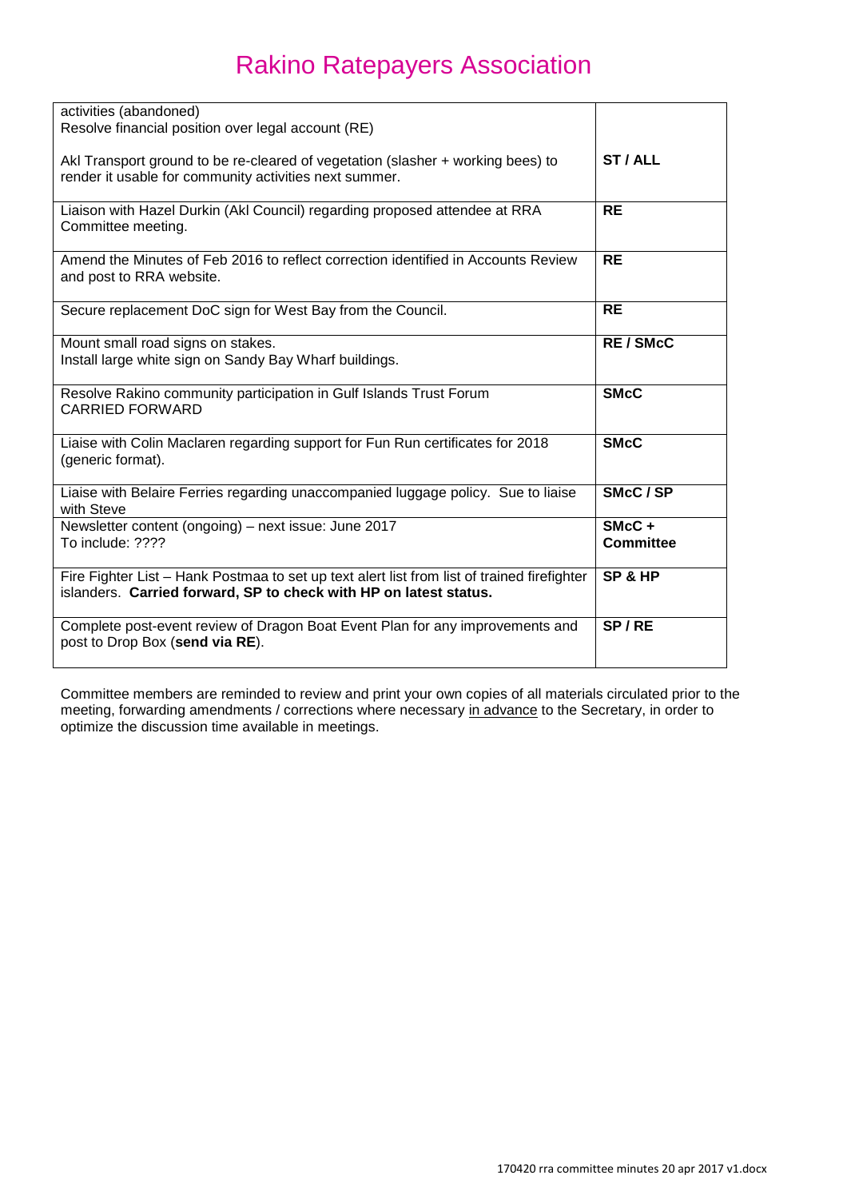# Rakino Ratepayers Association

| | |
|---|---|
| activities (abandoned)<br>Resolve financial position over legal account (RE)<br><br>Akl Transport ground to be re-cleared of vegetation (slasher + working bees) to render it usable for community activities next summer. | **ST / ALL** |
| Liaison with Hazel Durkin (Akl Council) regarding proposed attendee at RRA Committee meeting. | **RE** |
| Amend the Minutes of Feb 2016 to reflect correction identified in Accounts Review and post to RRA website. | **RE** |
| Secure replacement DoC sign for West Bay from the Council. | **RE** |
| Mount small road signs on stakes.<br>Install large white sign on Sandy Bay Wharf buildings. | **RE / SMcC** |
| Resolve Rakino community participation in Gulf Islands Trust Forum<br>CARRIED FORWARD | **SMcC** |
| Liaise with Colin Maclaren regarding support for Fun Run certificates for 2018 (generic format). | **SMcC** |
| Liaise with Belaire Ferries regarding unaccompanied luggage policy. Sue to liaise with Steve | **SMcC / SP** |
| Newsletter content (ongoing) – next issue: June 2017<br>To include: ???? | **SMcC + Committee** |
| Fire Fighter List – Hank Postmaa to set up text alert list from list of trained firefighter islanders. **Carried forward, SP to check with HP on latest status.** | **SP & HP** |
| Complete post-event review of Dragon Boat Event Plan for any improvements and post to Drop Box (**send via RE**). | **SP / RE** |

Committee members are reminded to review and print your own copies of all materials circulated prior to the meeting, forwarding amendments / corrections where necessary in advance to the Secretary, in order to optimize the discussion time available in meetings.